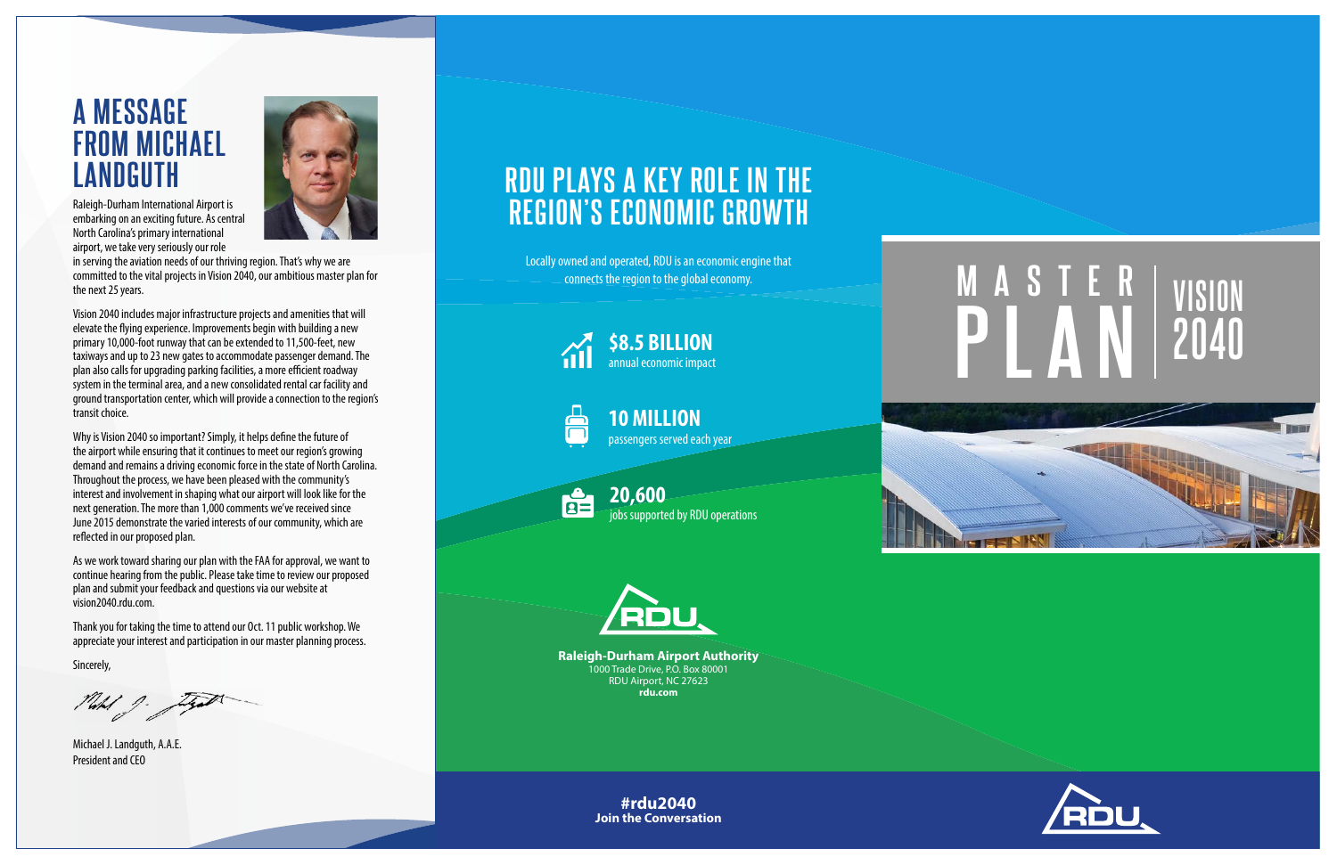# A MESSAGE FROM MICHAEL LANDGUTH

Raleigh-Durham International Airport is embarking on an exciting future. As central North Carolina's primary international airport, we take very seriously our role in serving the aviation needs of our thriving region. That's why we are committed to the vital projects in Vision 2040, our ambitious master plan for the next 25 years.

Vision 2040 includes major infrastructure projects and amenities that will elevate the flying experience. Improvements begin with building a new primary 10,000-foot runway that can be extended to 11,500-feet, new taxiways and up to 23 new gates to accommodate passenger demand. The plan also calls for upgrading parking facilities, a more efficient roadway system in the terminal area, and a new consolidated rental car facility and ground transportation center, which will provide a connection to the region's transit choice.

Why is Vision 2040 so important? Simply, it helps define the future of the airport while ensuring that it continues to meet our region's growing demand and remains a driving economic force in the state of North Carolina. Throughout the process, we have been pleased with the community's interest and involvement in shaping what our airport will look like for the next generation. The more than 1,000 comments we've received since June 2015 demonstrate the varied interests of our community, which are reflected in our proposed plan.

As we work toward sharing our plan with the FAA for approval, we want to continue hearing from the public. Please take time to review our proposed plan and submit your feedback and questions via our website at vision2040.rdu.com.

Thank you for taking the time to attend our Oct. 11 public workshop. We appreciate your interest and participation in our master planning process.

Sincerely,

Michael J. Landguth, A.A.E.
President and CEO

# RDU PLAYS A KEY ROLE IN THE REGION'S ECONOMIC GROWTH

Locally owned and operated, RDU is an economic engine that connects the region to the global economy.

**$8.5 BILLION**
annual economic impact

**10 MILLION**
passengers served each year

**20,600**
jobs supported by RDU operations

**Raleigh-Durham Airport Authority**
1000 Trade Drive, P.O. Box 80001
RDU Airport, NC 27623
**rdu.com**

**#rdu2040**
**Join the Conversation**

# MASTER PLAN | VISION 2040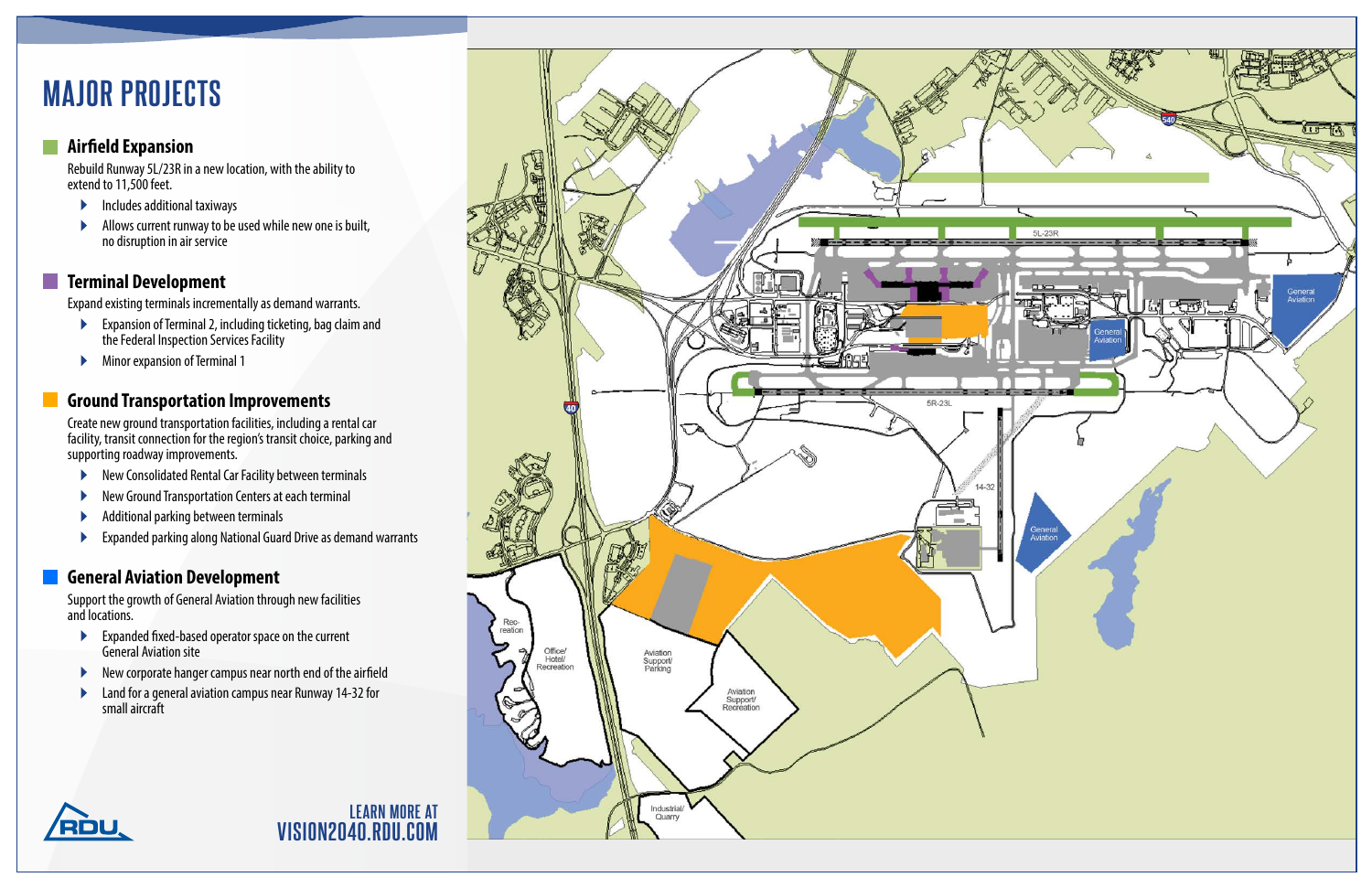# MAJOR PROJECTS

## Airfield Expansion

Rebuild Runway 5L/23R in a new location, with the ability to extend to 11,500 feet.

- Includes additional taxiways
- Allows current runway to be used while new one is built, no disruption in air service

## Terminal Development

Expand existing terminals incrementally as demand warrants.

- Expansion of Terminal 2, including ticketing, bag claim and the Federal Inspection Services Facility
- Minor expansion of Terminal 1

## Ground Transportation Improvements

Create new ground transportation facilities, including a rental car facility, transit connection for the region's transit choice, parking and supporting roadway improvements.

- New Consolidated Rental Car Facility between terminals
- New Ground Transportation Centers at each terminal
- Additional parking between terminals
- Expanded parking along National Guard Drive as demand warrants

## General Aviation Development

Support the growth of General Aviation through new facilities and locations.

- Expanded fixed-based operator space on the current General Aviation site
- New corporate hanger campus near north end of the airfield
- Land for a general aviation campus near Runway 14-32 for small aircraft

LEARN MORE AT
VISION2040.RDU.COM

540
5L-23R
General Aviation
General Aviation
5R-23L
40
14-32
General Aviation
Rec-reation
Office/ Hotel/ Recreation
Aviation Support/ Parking
Aviation Support/ Recreation
Industrial/ Quarry